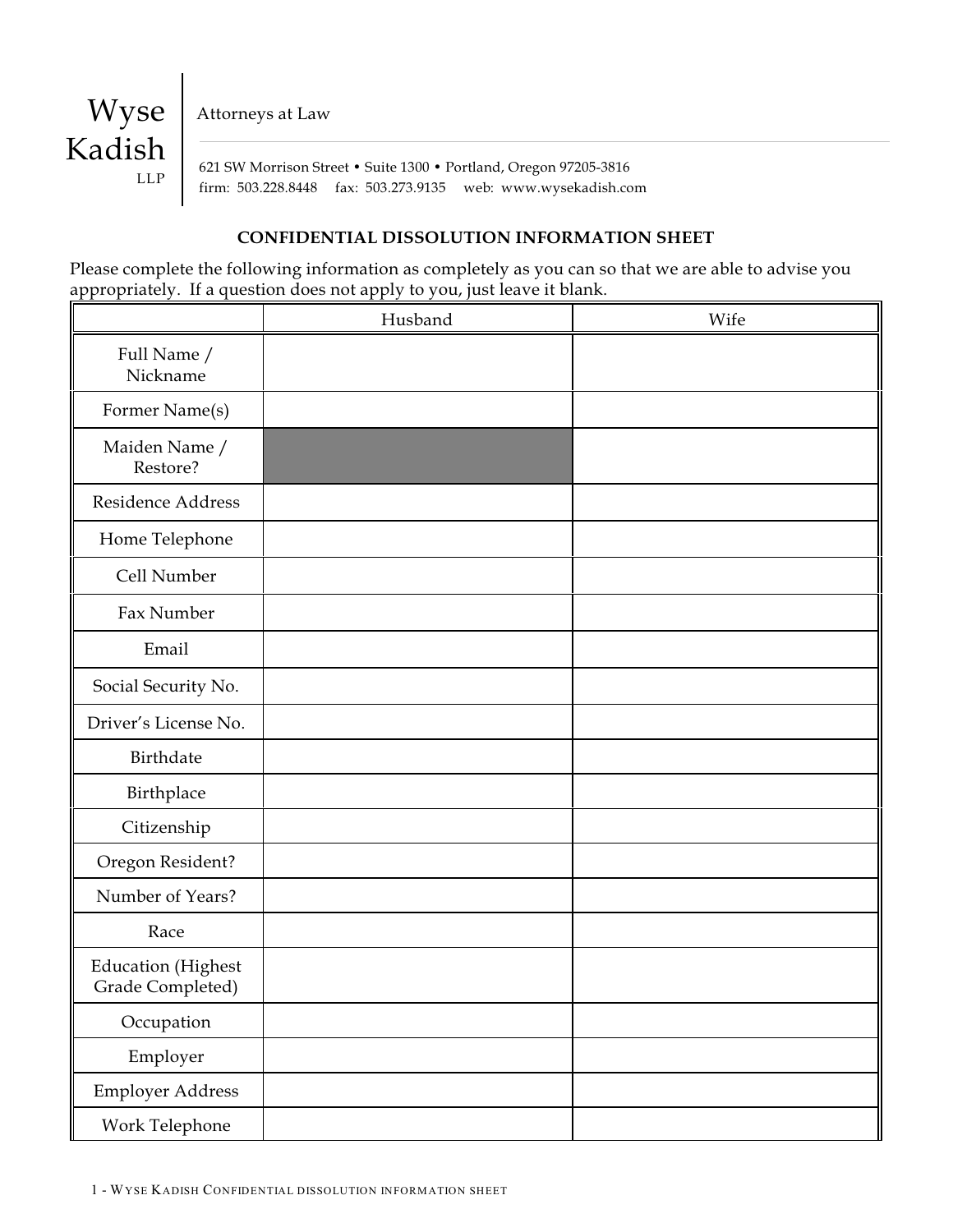Wyse Kadish LLP

Attorneys at Law

621 SW Morrison Street • Suite 1300 • Portland, Oregon 97205-3816
firm: 503.228.8448 fax: 503.273.9135 web: www.wysekadish.com

## CONFIDENTIAL DISSOLUTION INFORMATION SHEET

Please complete the following information as completely as you can so that we are able to advise you appropriately. If a question does not apply to you, just leave it blank.

| | Husband | Wife |
|---|---|---|
| Full Name / Nickname | | |
| Former Name(s) | | |
| Maiden Name / Restore? | | |
| Residence Address | | |
| Home Telephone | | |
| Cell Number | | |
| Fax Number | | |
| Email | | |
| Social Security No. | | |
| Driver's License No. | | |
| Birthdate | | |
| Birthplace | | |
| Citizenship | | |
| Oregon Resident? | | |
| Number of Years? | | |
| Race | | |
| Education (Highest Grade Completed) | | |
| Occupation | | |
| Employer | | |
| Employer Address | | |
| Work Telephone | | |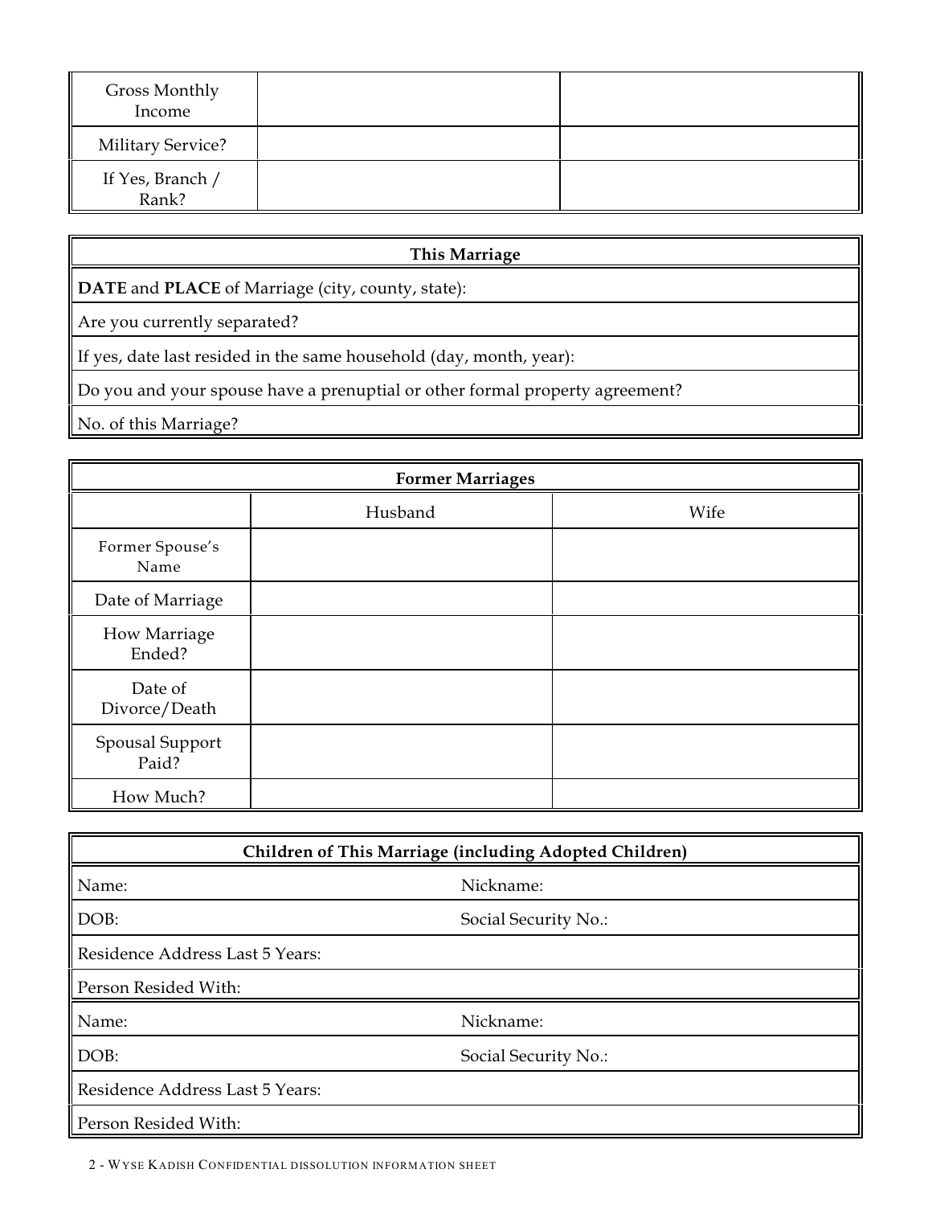| Gross Monthly Income | | |
|---|---|---|
| Military Service? | | |
| If Yes, Branch / Rank? | | |

| This Marriage |
|---|
| **DATE** and **PLACE** of Marriage (city, county, state): |
| Are you currently separated? |
| If yes, date last resided in the same household (day, month, year): |
| Do you and your spouse have a prenuptial or other formal property agreement? |
| No. of this Marriage? |

| Former Marriages | | |
|---|---|---|
| | Husband | Wife |
| Former Spouse's Name | | |
| Date of Marriage | | |
| How Marriage Ended? | | |
| Date of Divorce/Death | | |
| Spousal Support Paid? | | |
| How Much? | | |

| Children of This Marriage (including Adopted Children) | |
|---|---|
| Name: | Nickname: |
| DOB: | Social Security No.: |
| Residence Address Last 5 Years: | |
| Person Resided With: | |
| Name: | Nickname: |
| DOB: | Social Security No.: |
| Residence Address Last 5 Years: | |
| Person Resided With: | |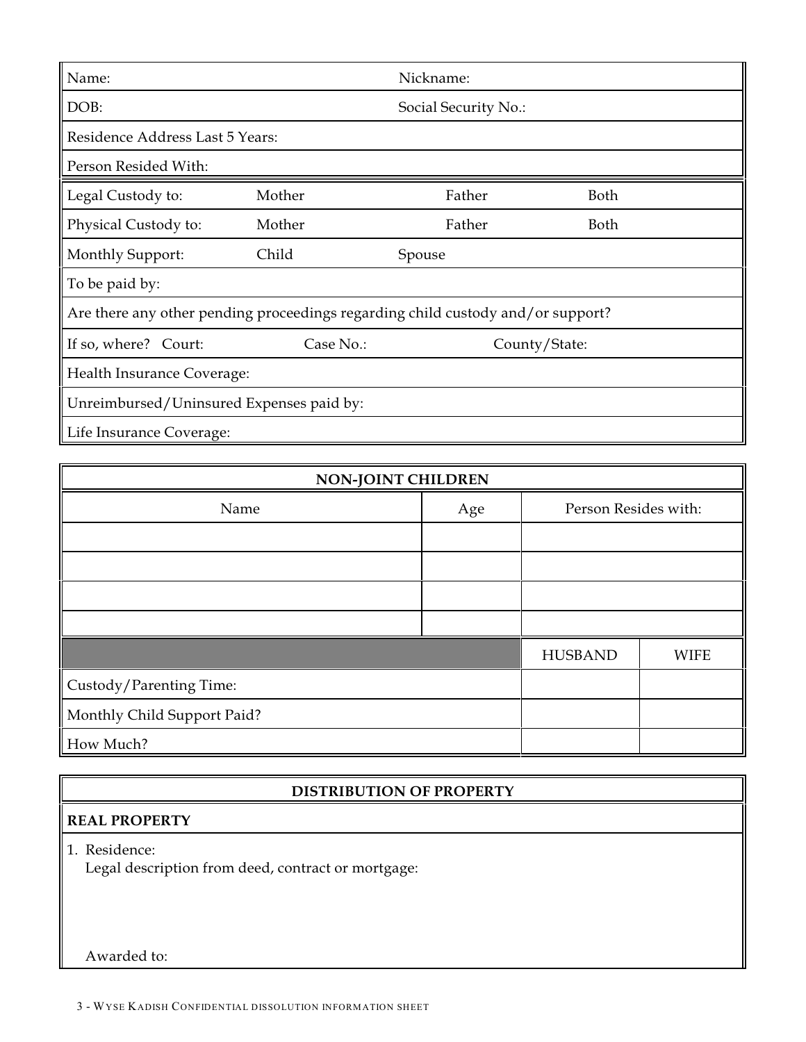| Name: | | Nickname: | | |
|---|---|---|---|---|
| DOB: | | Social Security No.: | | |
| Residence Address Last 5 Years: | | | | |
| Person Resided With: | | | | |
| Legal Custody to: | Mother | Father | Both | |
| Physical Custody to: | Mother | Father | Both | |
| Monthly Support: | Child | Spouse | | |
| To be paid by: | | | | |
| Are there any other pending proceedings regarding child custody and/or support? | | | | |
| If so, where? Court: | Case No.: | County/State: | | |
| Health Insurance Coverage: | | | | |
| Unreimbursed/Uninsured Expenses paid by: | | | | |
| Life Insurance Coverage: | | | | |

| NON-JOINT CHILDREN | | | |
|---|---|---|---|
| Name | Age | Person Resides with: | |
| | | | |
| | | | |
| | | | |
| | | | |
| | | HUSBAND | WIFE |
| Custody/Parenting Time: | | | |
| Monthly Child Support Paid? | | | |
| How Much? | | | |

## DISTRIBUTION OF PROPERTY

**REAL PROPERTY**

1. Residence:
   Legal description from deed, contract or mortgage:

   Awarded to: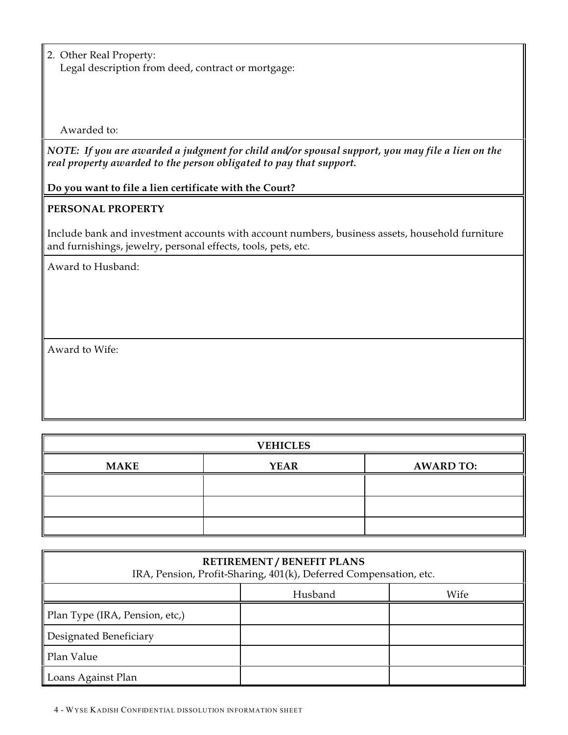2. Other Real Property:
   Legal description from deed, contract or mortgage:

   Awarded to:

***NOTE: If you are awarded a judgment for child and/or spousal support, you may file a lien on the real property awarded to the person obligated to pay that support.***

**Do you want to file a lien certificate with the Court?**

**PERSONAL PROPERTY**

Include bank and investment accounts with account numbers, business assets, household furniture and furnishings, jewelry, personal effects, tools, pets, etc.

Award to Husband:

Award to Wife:

| **VEHICLES** | | |
|---|---|---|
| **MAKE** | **YEAR** | **AWARD TO:** |
| | | |
| | | |
| | | |

| **RETIREMENT / BENEFIT PLANS** IRA, Pension, Profit-Sharing, 401(k), Deferred Compensation, etc. | | |
|---|---|---|
| | Husband | Wife |
| Plan Type (IRA, Pension, etc,) | | |
| Designated Beneficiary | | |
| Plan Value | | |
| Loans Against Plan | | |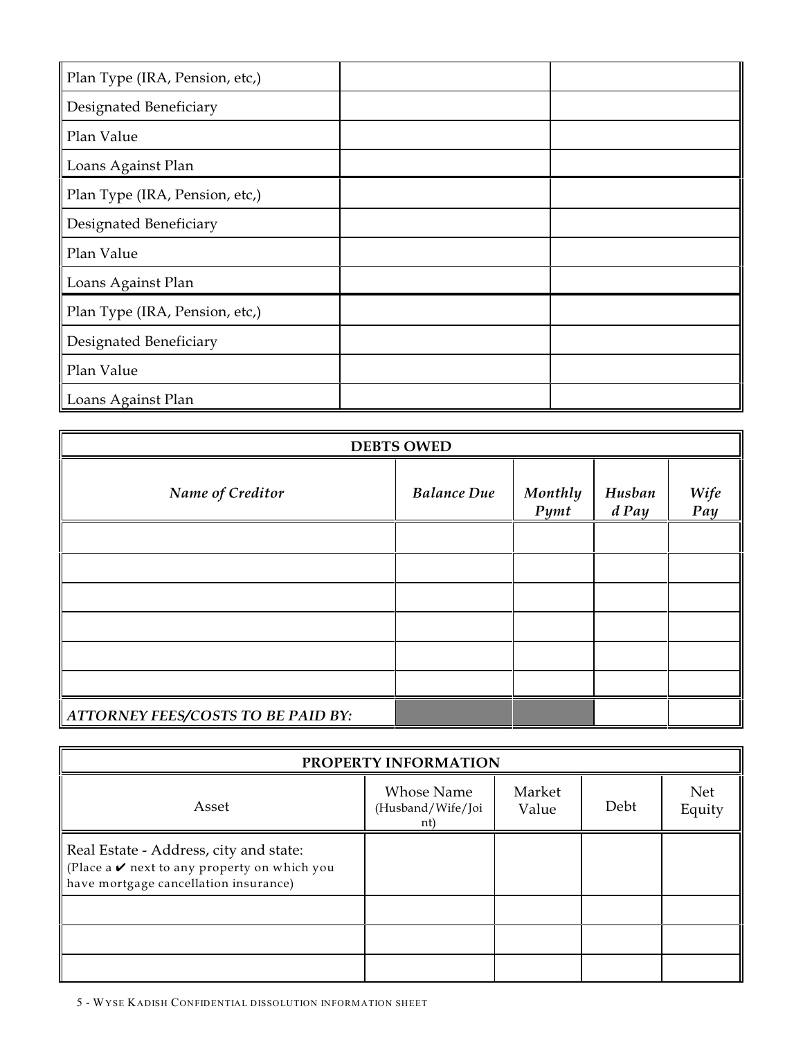| Plan Type (IRA, Pension, etc,) | | |
|---|---|---|
| Designated Beneficiary | | |
| Plan Value | | |
| Loans Against Plan | | |
| Plan Type (IRA, Pension, etc,) | | |
| Designated Beneficiary | | |
| Plan Value | | |
| Loans Against Plan | | |
| Plan Type (IRA, Pension, etc,) | | |
| Designated Beneficiary | | |
| Plan Value | | |
| Loans Against Plan | | |

| **DEBTS OWED** | | | | |
|---|---|---|---|---|
| ***Name of Creditor*** | ***Balance Due*** | ***Monthly Pymt*** | ***Husband Pay*** | ***Wife Pay*** |
| | | | | |
| | | | | |
| | | | | |
| | | | | |
| | | | | |
| | | | | |
| ***ATTORNEY FEES/COSTS TO BE PAID BY:*** | | | | |

| **PROPERTY INFORMATION** | | | | |
|---|---|---|---|---|
| Asset | Whose Name (Husband/Wife/Joint) | Market Value | Debt | Net Equity |
| Real Estate - Address, city and state: (Place a ✔ next to any property on which you have mortgage cancellation insurance) | | | | |
| | | | | |
| | | | | |
| | | | | |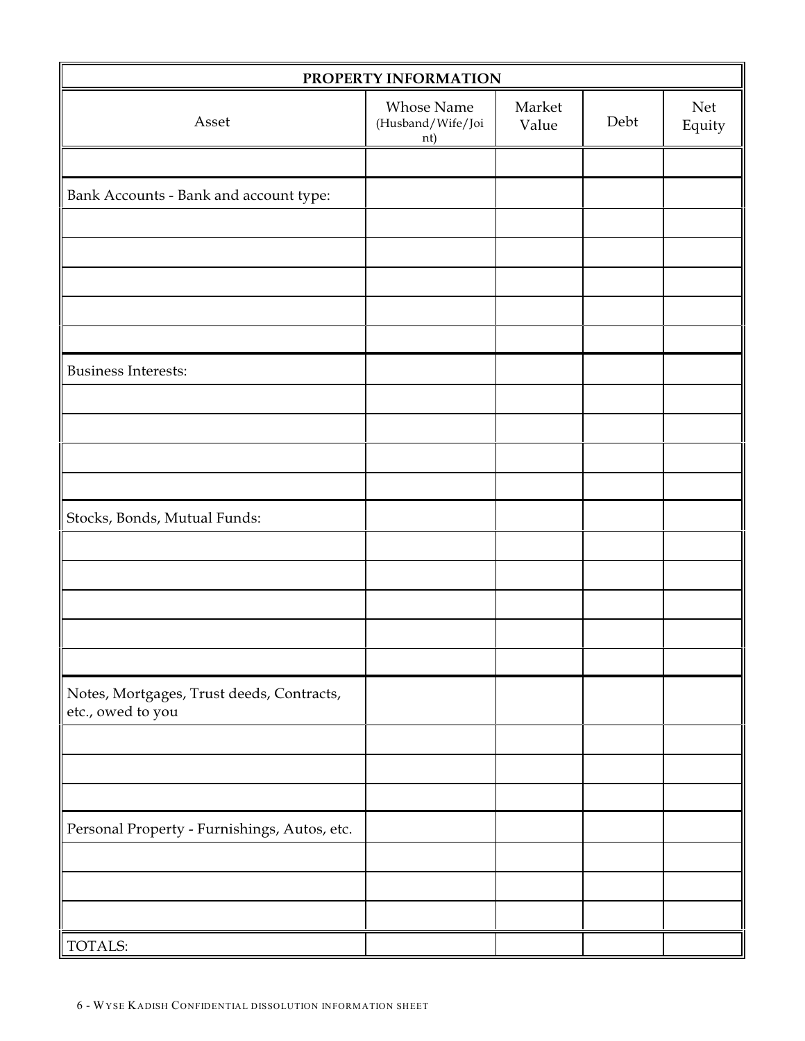| PROPERTY INFORMATION | | | | |
|---|---|---|---|---|
| Asset | Whose Name (Husband/Wife/Joint) | Market Value | Debt | Net Equity |
| | | | | |
| Bank Accounts - Bank and account type: | | | | |
| | | | | |
| | | | | |
| | | | | |
| | | | | |
| | | | | |
| Business Interests: | | | | |
| | | | | |
| | | | | |
| | | | | |
| | | | | |
| Stocks, Bonds, Mutual Funds: | | | | |
| | | | | |
| | | | | |
| | | | | |
| | | | | |
| | | | | |
| Notes, Mortgages, Trust deeds, Contracts, etc., owed to you | | | | |
| | | | | |
| | | | | |
| | | | | |
| Personal Property - Furnishings, Autos, etc. | | | | |
| | | | | |
| | | | | |
| | | | | |
| TOTALS: | | | | |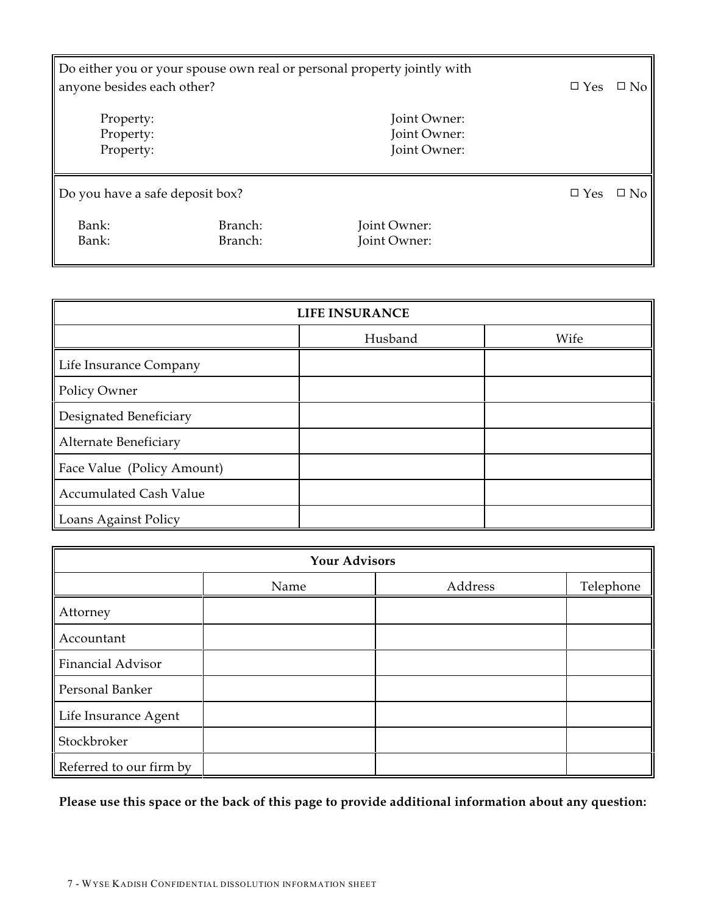Do either you or your spouse own real or personal property jointly with anyone besides each other? ☐ Yes ☐ No

Property: Joint Owner:
Property: Joint Owner:
Property: Joint Owner:

Do you have a safe deposit box? ☐ Yes ☐ No

Bank: Branch: Joint Owner:
Bank: Branch: Joint Owner:

| LIFE INSURANCE | | |
|---|---|---|
| | Husband | Wife |
| Life Insurance Company | | |
| Policy Owner | | |
| Designated Beneficiary | | |
| Alternate Beneficiary | | |
| Face Value (Policy Amount) | | |
| Accumulated Cash Value | | |
| Loans Against Policy | | |

| Your Advisors | | | |
|---|---|---|---|
| | Name | Address | Telephone |
| Attorney | | | |
| Accountant | | | |
| Financial Advisor | | | |
| Personal Banker | | | |
| Life Insurance Agent | | | |
| Stockbroker | | | |
| Referred to our firm by | | | |

**Please use this space or the back of this page to provide additional information about any question:**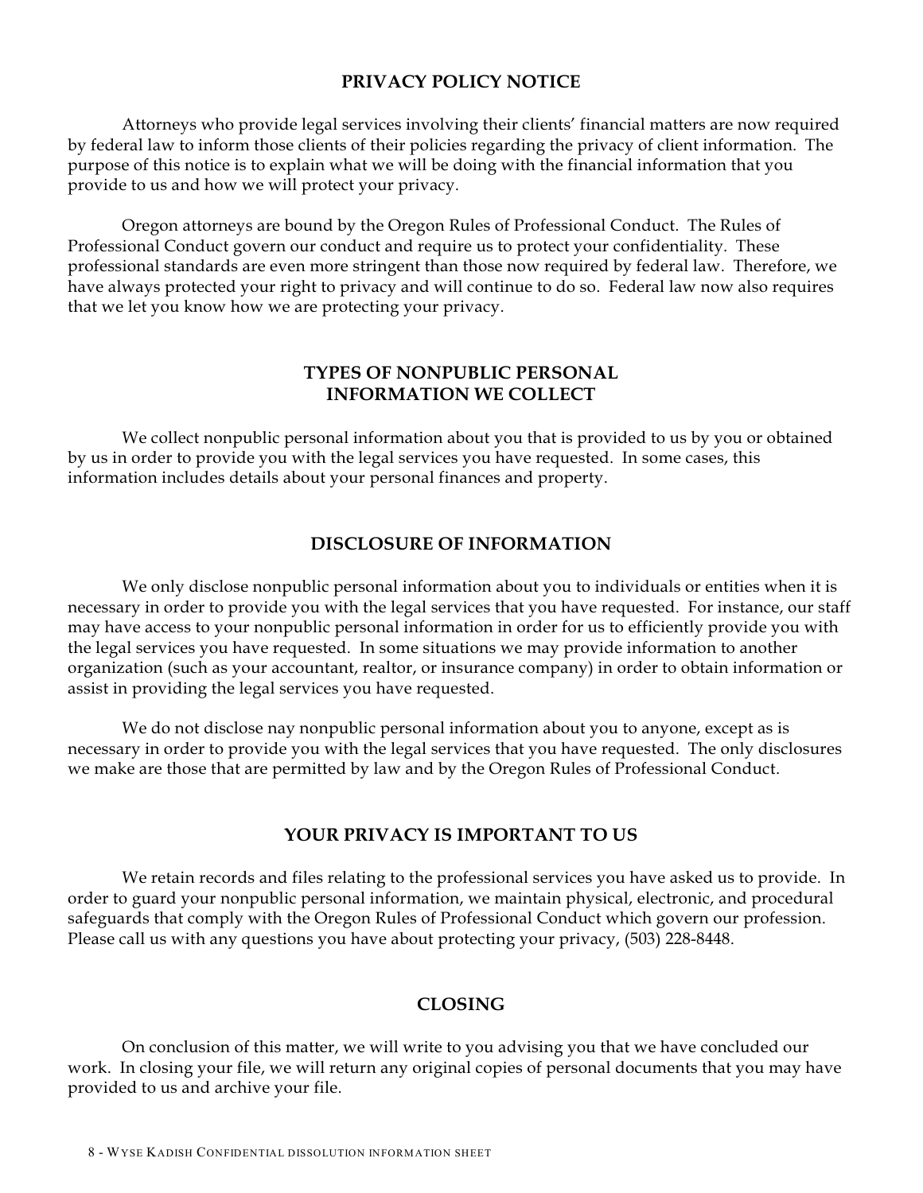## PRIVACY POLICY NOTICE

Attorneys who provide legal services involving their clients' financial matters are now required by federal law to inform those clients of their policies regarding the privacy of client information. The purpose of this notice is to explain what we will be doing with the financial information that you provide to us and how we will protect your privacy.

Oregon attorneys are bound by the Oregon Rules of Professional Conduct. The Rules of Professional Conduct govern our conduct and require us to protect your confidentiality. These professional standards are even more stringent than those now required by federal law. Therefore, we have always protected your right to privacy and will continue to do so. Federal law now also requires that we let you know how we are protecting your privacy.

## TYPES OF NONPUBLIC PERSONAL INFORMATION WE COLLECT

We collect nonpublic personal information about you that is provided to us by you or obtained by us in order to provide you with the legal services you have requested. In some cases, this information includes details about your personal finances and property.

## DISCLOSURE OF INFORMATION

We only disclose nonpublic personal information about you to individuals or entities when it is necessary in order to provide you with the legal services that you have requested. For instance, our staff may have access to your nonpublic personal information in order for us to efficiently provide you with the legal services you have requested. In some situations we may provide information to another organization (such as your accountant, realtor, or insurance company) in order to obtain information or assist in providing the legal services you have requested.

We do not disclose nay nonpublic personal information about you to anyone, except as is necessary in order to provide you with the legal services that you have requested. The only disclosures we make are those that are permitted by law and by the Oregon Rules of Professional Conduct.

## YOUR PRIVACY IS IMPORTANT TO US

We retain records and files relating to the professional services you have asked us to provide. In order to guard your nonpublic personal information, we maintain physical, electronic, and procedural safeguards that comply with the Oregon Rules of Professional Conduct which govern our profession. Please call us with any questions you have about protecting your privacy, (503) 228-8448.

## CLOSING

On conclusion of this matter, we will write to you advising you that we have concluded our work. In closing your file, we will return any original copies of personal documents that you may have provided to us and archive your file.